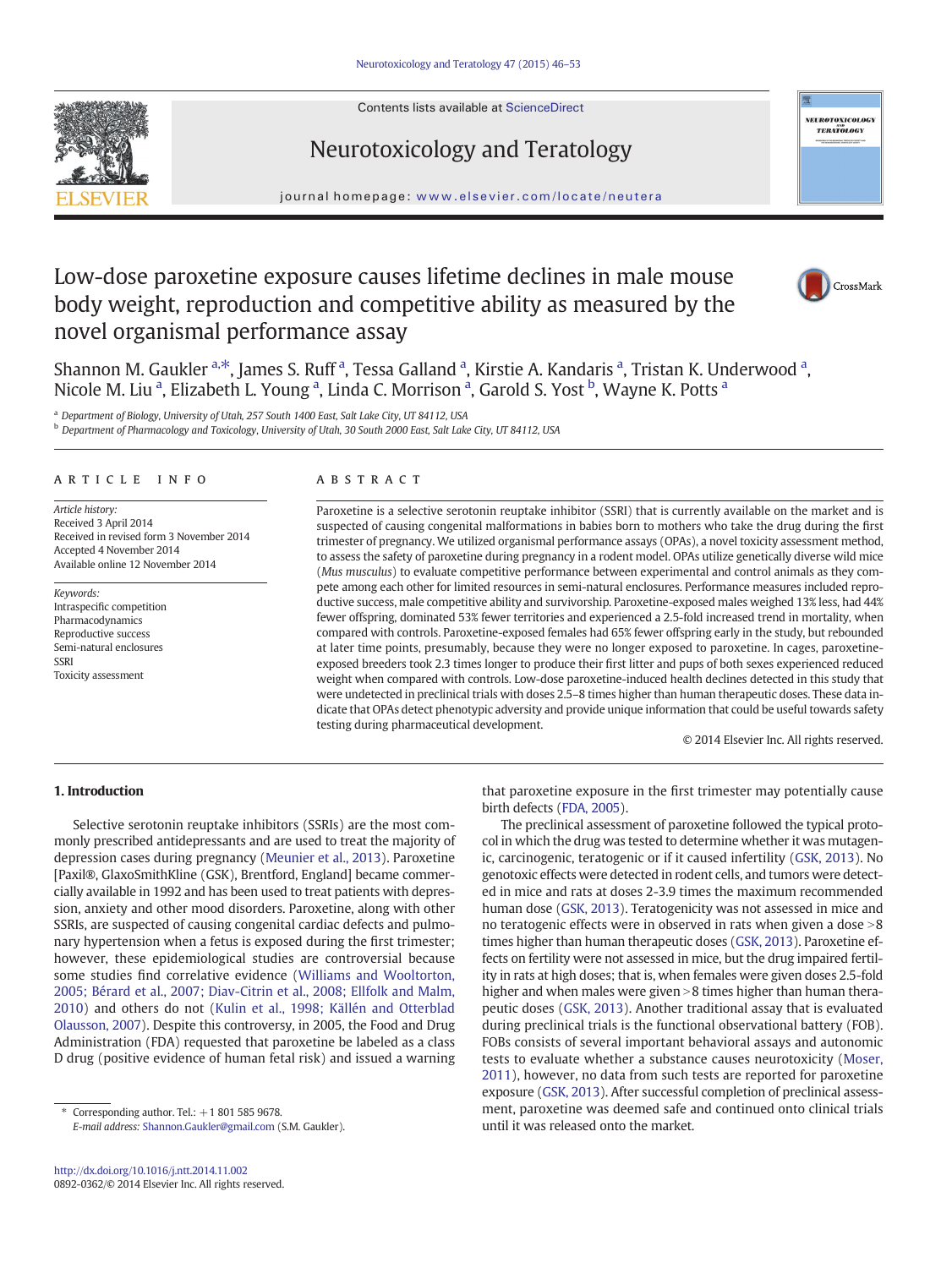# Low-dose paroxetine exposure causes lifetime declines in male mouse body weight, reproduction and competitive ability as measured by the novel organismal performance assay

Shannon M. Gaukler [a,*], James S. Ruff [a], Tessa Galland [a], Kirstie A. Kandaris [a], Tristan K. Underwood [a], Nicole M. Liu [a], Elizabeth L. Young [a], Linda C. Morrison [a], Garold S. Yost [b], Wayne K. Potts [a]

[a] Department of Biology, University of Utah, 257 South 1400 East, Salt Lake City, UT 84112, USA

[b] Department of Pharmacology and Toxicology, University of Utah, 30 South 2000 East, Salt Lake City, UT 84112, USA

## ARTICLE INFO

*Article history:*
Received 3 April 2014
Received in revised form 3 November 2014
Accepted 4 November 2014
Available online 12 November 2014

*Keywords:*
Intraspecific competition
Pharmacodynamics
Reproductive success
Semi-natural enclosures
SSRI
Toxicity assessment

## ABSTRACT

Paroxetine is a selective serotonin reuptake inhibitor (SSRI) that is currently available on the market and is suspected of causing congenital malformations in babies born to mothers who take the drug during the first trimester of pregnancy. We utilized organismal performance assays (OPAs), a novel toxicity assessment method, to assess the safety of paroxetine during pregnancy in a rodent model. OPAs utilize genetically diverse wild mice (*Mus musculus*) to evaluate competitive performance between experimental and control animals as they compete among each other for limited resources in semi-natural enclosures. Performance measures included reproductive success, male competitive ability and survivorship. Paroxetine-exposed males weighed 13% less, had 44% fewer offspring, dominated 53% fewer territories and experienced a 2.5-fold increased trend in mortality, when compared with controls. Paroxetine-exposed females had 65% fewer offspring early in the study, but rebounded at later time points, presumably, because they were no longer exposed to paroxetine. In cages, paroxetine-exposed breeders took 2.3 times longer to produce their first litter and pups of both sexes experienced reduced weight when compared with controls. Low-dose paroxetine-induced health declines detected in this study that were undetected in preclinical trials with doses 2.5–8 times higher than human therapeutic doses. These data indicate that OPAs detect phenotypic adversity and provide unique information that could be useful towards safety testing during pharmaceutical development.

© 2014 Elsevier Inc. All rights reserved.

## 1. Introduction

Selective serotonin reuptake inhibitors (SSRIs) are the most commonly prescribed antidepressants and are used to treat the majority of depression cases during pregnancy (Meunier et al., 2013). Paroxetine [Paxil®, GlaxoSmithKline (GSK), Brentford, England] became commercially available in 1992 and has been used to treat patients with depression, anxiety and other mood disorders. Paroxetine, along with other SSRIs, are suspected of causing congenital cardiac defects and pulmonary hypertension when a fetus is exposed during the first trimester; however, these epidemiological studies are controversial because some studies find correlative evidence (Williams and Wooltorton, 2005; Bérard et al., 2007; Diav-Citrin et al., 2008; Ellfolk and Malm, 2010) and others do not (Kulin et al., 1998; Källén and Otterblad Olausson, 2007). Despite this controversy, in 2005, the Food and Drug Administration (FDA) requested that paroxetine be labeled as a class D drug (positive evidence of human fetal risk) and issued a warning that paroxetine exposure in the first trimester may potentially cause birth defects (FDA, 2005).

The preclinical assessment of paroxetine followed the typical protocol in which the drug was tested to determine whether it was mutagenic, carcinogenic, teratogenic or if it caused infertility (GSK, 2013). No genotoxic effects were detected in rodent cells, and tumors were detected in mice and rats at doses 2-3.9 times the maximum recommended human dose (GSK, 2013). Teratogenicity was not assessed in mice and no teratogenic effects were observed in rats when given a dose >8 times higher than human therapeutic doses (GSK, 2013). Paroxetine effects on fertility were not assessed in mice, but the drug impaired fertility in rats at high doses; that is, when females were given doses 2.5-fold higher and when males were given >8 times higher than human therapeutic doses (GSK, 2013). Another traditional assay that is evaluated during preclinical trials is the functional observational battery (FOB). FOBs consists of several important behavioral assays and autonomic tests to evaluate whether a substance causes neurotoxicity (Moser, 2011), however, no data from such tests are reported for paroxetine exposure (GSK, 2013). After successful completion of preclinical assessment, paroxetine was deemed safe and continued onto clinical trials until it was released onto the market.

\* Corresponding author. Tel.: +1 801 585 9678.
*E-mail address:* Shannon.Gaukler@gmail.com (S.M. Gaukler).

http://dx.doi.org/10.1016/j.ntt.2014.11.002
0892-0362/© 2014 Elsevier Inc. All rights reserved.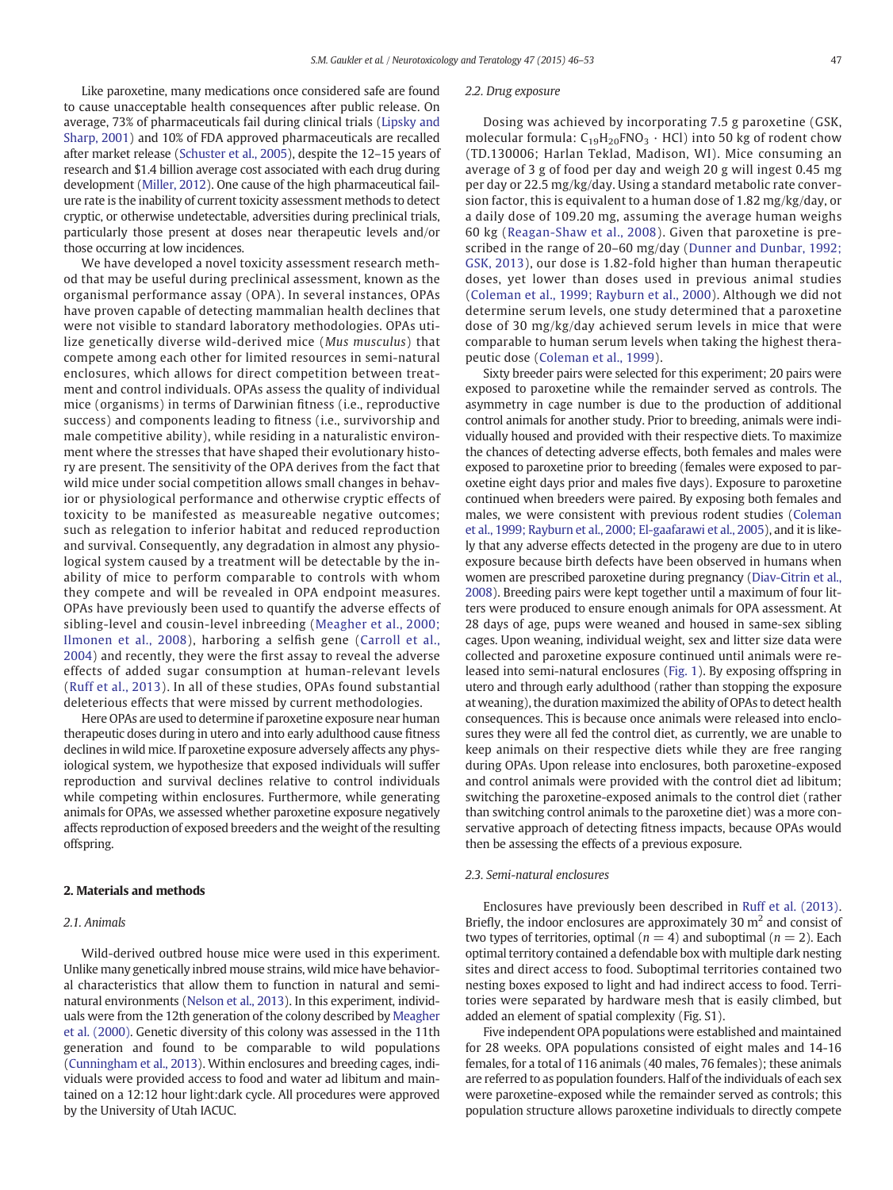Like paroxetine, many medications once considered safe are found to cause unacceptable health consequences after public release. On average, 73% of pharmaceuticals fail during clinical trials (Lipsky and Sharp, 2001) and 10% of FDA approved pharmaceuticals are recalled after market release (Schuster et al., 2005), despite the 12–15 years of research and $1.4 billion average cost associated with each drug during development (Miller, 2012). One cause of the high pharmaceutical failure rate is the inability of current toxicity assessment methods to detect cryptic, or otherwise undetectable, adversities during preclinical trials, particularly those present at doses near therapeutic levels and/or those occurring at low incidences.

We have developed a novel toxicity assessment research method that may be useful during preclinical assessment, known as the organismal performance assay (OPA). In several instances, OPAs have proven capable of detecting mammalian health declines that were not visible to standard laboratory methodologies. OPAs utilize genetically diverse wild-derived mice (*Mus musculus*) that compete among each other for limited resources in semi-natural enclosures, which allows for direct competition between treatment and control individuals. OPAs assess the quality of individual mice (organisms) in terms of Darwinian fitness (i.e., reproductive success) and components leading to fitness (i.e., survivorship and male competitive ability), while residing in a naturalistic environment where the stresses that have shaped their evolutionary history are present. The sensitivity of the OPA derives from the fact that wild mice under social competition allows small changes in behavior or physiological performance and otherwise cryptic effects of toxicity to be manifested as measureable negative outcomes; such as relegation to inferior habitat and reduced reproduction and survival. Consequently, any degradation in almost any physiological system caused by a treatment will be detectable by the inability of mice to perform comparable to controls with whom they compete and will be revealed in OPA endpoint measures. OPAs have previously been used to quantify the adverse effects of sibling-level and cousin-level inbreeding (Meagher et al., 2000; Ilmonen et al., 2008), harboring a selfish gene (Carroll et al., 2004) and recently, they were the first assay to reveal the adverse effects of added sugar consumption at human-relevant levels (Ruff et al., 2013). In all of these studies, OPAs found substantial deleterious effects that were missed by current methodologies.

Here OPAs are used to determine if paroxetine exposure near human therapeutic doses during in utero and into early adulthood cause fitness declines in wild mice. If paroxetine exposure adversely affects any physiological system, we hypothesize that exposed individuals will suffer reproduction and survival declines relative to control individuals while competing within enclosures. Furthermore, while generating animals for OPAs, we assessed whether paroxetine exposure negatively affects reproduction of exposed breeders and the weight of the resulting offspring.

## 2. Materials and methods

### 2.1. Animals

Wild-derived outbred house mice were used in this experiment. Unlike many genetically inbred mouse strains, wild mice have behavioral characteristics that allow them to function in natural and semi-natural environments (Nelson et al., 2013). In this experiment, individuals were from the 12th generation of the colony described by Meagher et al. (2000). Genetic diversity of this colony was assessed in the 11th generation and found to be comparable to wild populations (Cunningham et al., 2013). Within enclosures and breeding cages, individuals were provided access to food and water ad libitum and maintained on a 12:12 hour light:dark cycle. All procedures were approved by the University of Utah IACUC.

### 2.2. Drug exposure

Dosing was achieved by incorporating 7.5 g paroxetine (GSK, molecular formula: $C_{19}H_{20}FNO_3 \cdot HCl$) into 50 kg of rodent chow (TD.130006; Harlan Teklad, Madison, WI). Mice consuming an average of 3 g of food per day and weigh 20 g will ingest 0.45 mg per day or 22.5 mg/kg/day. Using a standard metabolic rate conversion factor, this is equivalent to a human dose of 1.82 mg/kg/day, or a daily dose of 109.20 mg, assuming the average human weighs 60 kg (Reagan-Shaw et al., 2008). Given that paroxetine is prescribed in the range of 20–60 mg/day (Dunner and Dunbar, 1992; GSK, 2013), our dose is 1.82-fold higher than human therapeutic doses, yet lower than doses used in previous animal studies (Coleman et al., 1999; Rayburn et al., 2000). Although we did not determine serum levels, one study determined that a paroxetine dose of 30 mg/kg/day achieved serum levels in mice that were comparable to human serum levels when taking the highest therapeutic dose (Coleman et al., 1999).

Sixty breeder pairs were selected for this experiment; 20 pairs were exposed to paroxetine while the remainder served as controls. The asymmetry in cage number is due to the production of additional control animals for another study. Prior to breeding, animals were individually housed and provided with their respective diets. To maximize the chances of detecting adverse effects, both females and males were exposed to paroxetine prior to breeding (females were exposed to paroxetine eight days prior and males five days). Exposure to paroxetine continued when breeders were paired. By exposing both females and males, we were consistent with previous rodent studies (Coleman et al., 1999; Rayburn et al., 2000; El-gaafarawi et al., 2005), and it is likely that any adverse effects detected in the progeny are due to in utero exposure because birth defects have been observed in humans when women are prescribed paroxetine during pregnancy (Diav-Citrin et al., 2008). Breeding pairs were kept together until a maximum of four litters were produced to ensure enough animals for OPA assessment. At 28 days of age, pups were weaned and housed in same-sex sibling cages. Upon weaning, individual weight, sex and litter size data were collected and paroxetine exposure continued until animals were released into semi-natural enclosures (Fig. 1). By exposing offspring in utero and through early adulthood (rather than stopping the exposure at weaning), the duration maximized the ability of OPAs to detect health consequences. This is because once animals were released into enclosures they were all fed the control diet, as currently, we are unable to keep animals on their respective diets while they are free ranging during OPAs. Upon release into enclosures, both paroxetine-exposed and control animals were provided with the control diet ad libitum; switching the paroxetine-exposed animals to the control diet (rather than switching control animals to the paroxetine diet) was a more conservative approach of detecting fitness impacts, because OPAs would then be assessing the effects of a previous exposure.

### 2.3. Semi-natural enclosures

Enclosures have previously been described in Ruff et al. (2013). Briefly, the indoor enclosures are approximately 30 $m^2$ and consist of two types of territories, optimal ($n = 4$) and suboptimal ($n = 2$). Each optimal territory contained a defendable box with multiple dark nesting sites and direct access to food. Suboptimal territories contained two nesting boxes exposed to light and had indirect access to food. Territories were separated by hardware mesh that is easily climbed, but added an element of spatial complexity (Fig. S1).

Five independent OPA populations were established and maintained for 28 weeks. OPA populations consisted of eight males and 14-16 females, for a total of 116 animals (40 males, 76 females); these animals are referred to as population founders. Half of the individuals of each sex were paroxetine-exposed while the remainder served as controls; this population structure allows paroxetine individuals to directly compete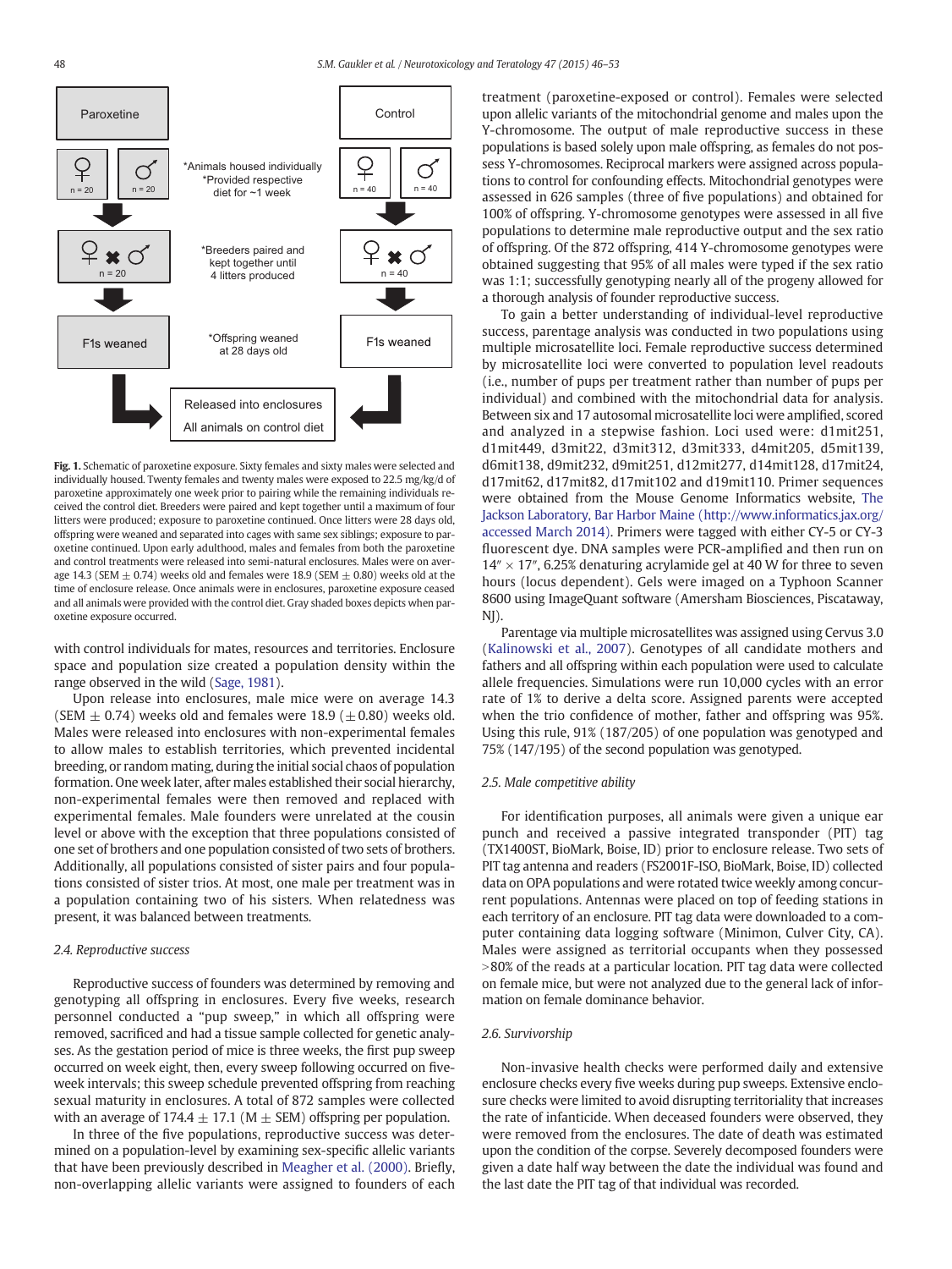Fig. 1. Schematic of paroxetine exposure. Sixty females and sixty males were selected and individually housed. Twenty females and twenty males were exposed to 22.5 mg/kg/d of paroxetine approximately one week prior to pairing while the remaining individuals received the control diet. Breeders were paired and kept together until a maximum of four litters were produced; exposure to paroxetine continued. Once litters were 28 days old, offspring were weaned and separated into cages with same sex siblings; exposure to paroxetine continued. Upon early adulthood, males and females from both the paroxetine and control treatments were released into semi-natural enclosures. Males were on average 14.3 (SEM ± 0.74) weeks old and females were 18.9 (SEM ± 0.80) weeks old at the time of enclosure release. Once animals were in enclosures, paroxetine exposure ceased and all animals were provided with the control diet. Gray shaded boxes depicts when paroxetine exposure occurred.

with control individuals for mates, resources and territories. Enclosure space and population size created a population density within the range observed in the wild (Sage, 1981).

Upon release into enclosures, male mice were on average 14.3 (SEM ± 0.74) weeks old and females were 18.9 (± 0.80) weeks old. Males were released into enclosures with non-experimental females to allow males to establish territories, which prevented incidental breeding, or random mating, during the initial social chaos of population formation. One week later, after males established their social hierarchy, non-experimental females were then removed and replaced with experimental females. Male founders were unrelated at the cousin level or above with the exception that three populations consisted of one set of brothers and one population consisted of two sets of brothers. Additionally, all populations consisted of sister pairs and four populations consisted of sister trios. At most, one male per treatment was in a population containing two of his sisters. When relatedness was present, it was balanced between treatments.

### 2.4. Reproductive success

Reproductive success of founders was determined by removing and genotyping all offspring in enclosures. Every five weeks, research personnel conducted a "pup sweep," in which all offspring were removed, sacrificed and had a tissue sample collected for genetic analyses. As the gestation period of mice is three weeks, the first pup sweep occurred on week eight, then, every sweep following occurred on five-week intervals; this sweep schedule prevented offspring from reaching sexual maturity in enclosures. A total of 872 samples were collected with an average of 174.4 ± 17.1 (M ± SEM) offspring per population.

In three of the five populations, reproductive success was determined on a population-level by examining sex-specific allelic variants that have been previously described in Meagher et al. (2000). Briefly, non-overlapping allelic variants were assigned to founders of each treatment (paroxetine-exposed or control). Females were selected upon allelic variants of the mitochondrial genome and males upon the Y-chromosome. The output of male reproductive success in these populations is based solely upon male offspring, as females do not possess Y-chromosomes. Reciprocal markers were assigned across populations to control for confounding effects. Mitochondrial genotypes were assessed in 626 samples (three of five populations) and obtained for 100% of offspring. Y-chromosome genotypes were assessed in all five populations to determine male reproductive output and the sex ratio of offspring. Of the 872 offspring, 414 Y-chromosome genotypes were obtained suggesting that 95% of all males were typed if the sex ratio was 1:1; successfully genotyping nearly all of the progeny allowed for a thorough analysis of founder reproductive success.

To gain a better understanding of individual-level reproductive success, parentage analysis was conducted in two populations using multiple microsatellite loci. Female reproductive success determined by microsatellite loci were converted to population level readouts (i.e., number of pups per treatment rather than number of pups per individual) and combined with the mitochondrial data for analysis. Between six and 17 autosomal microsatellite loci were amplified, scored and analyzed in a stepwise fashion. Loci used were: d1mit251, d1mit449, d3mit22, d3mit312, d3mit333, d4mit205, d5mit139, d6mit138, d9mit232, d9mit251, d12mit277, d14mit128, d17mit24, d17mit62, d17mit82, d17mit102 and d19mit110. Primer sequences were obtained from the Mouse Genome Informatics website, The Jackson Laboratory, Bar Harbor Maine (http://www.informatics.jax.org/ accessed March 2014). Primers were tagged with either CY-5 or CY-3 fluorescent dye. DNA samples were PCR-amplified and then run on 14″ × 17″, 6.25% denaturing acrylamide gel at 40 W for three to seven hours (locus dependent). Gels were imaged on a Typhoon Scanner 8600 using ImageQuant software (Amersham Biosciences, Piscataway, NJ).

Parentage via multiple microsatellites was assigned using Cervus 3.0 (Kalinowski et al., 2007). Genotypes of all candidate mothers and fathers and all offspring within each population were used to calculate allele frequencies. Simulations were run 10,000 cycles with an error rate of 1% to derive a delta score. Assigned parents were accepted when the trio confidence of mother, father and offspring was 95%. Using this rule, 91% (187/205) of one population was genotyped and 75% (147/195) of the second population was genotyped.

### 2.5. Male competitive ability

For identification purposes, all animals were given a unique ear punch and received a passive integrated transponder (PIT) tag (TX1400ST, BioMark, Boise, ID) prior to enclosure release. Two sets of PIT tag antenna and readers (FS2001F-ISO, BioMark, Boise, ID) collected data on OPA populations and were rotated twice weekly among concurrent populations. Antennas were placed on top of feeding stations in each territory of an enclosure. PIT tag data were downloaded to a computer containing data logging software (Minimon, Culver City, CA). Males were assigned as territorial occupants when they possessed >80% of the reads at a particular location. PIT tag data were collected on female mice, but were not analyzed due to the general lack of information on female dominance behavior.

### 2.6. Survivorship

Non-invasive health checks were performed daily and extensive enclosure checks every five weeks during pup sweeps. Extensive enclosure checks were limited to avoid disrupting territoriality that increases the rate of infanticide. When deceased founders were observed, they were removed from the enclosures. The date of death was estimated upon the condition of the corpse. Severely decomposed founders were given a date half way between the date the individual was found and the last date the PIT tag of that individual was recorded.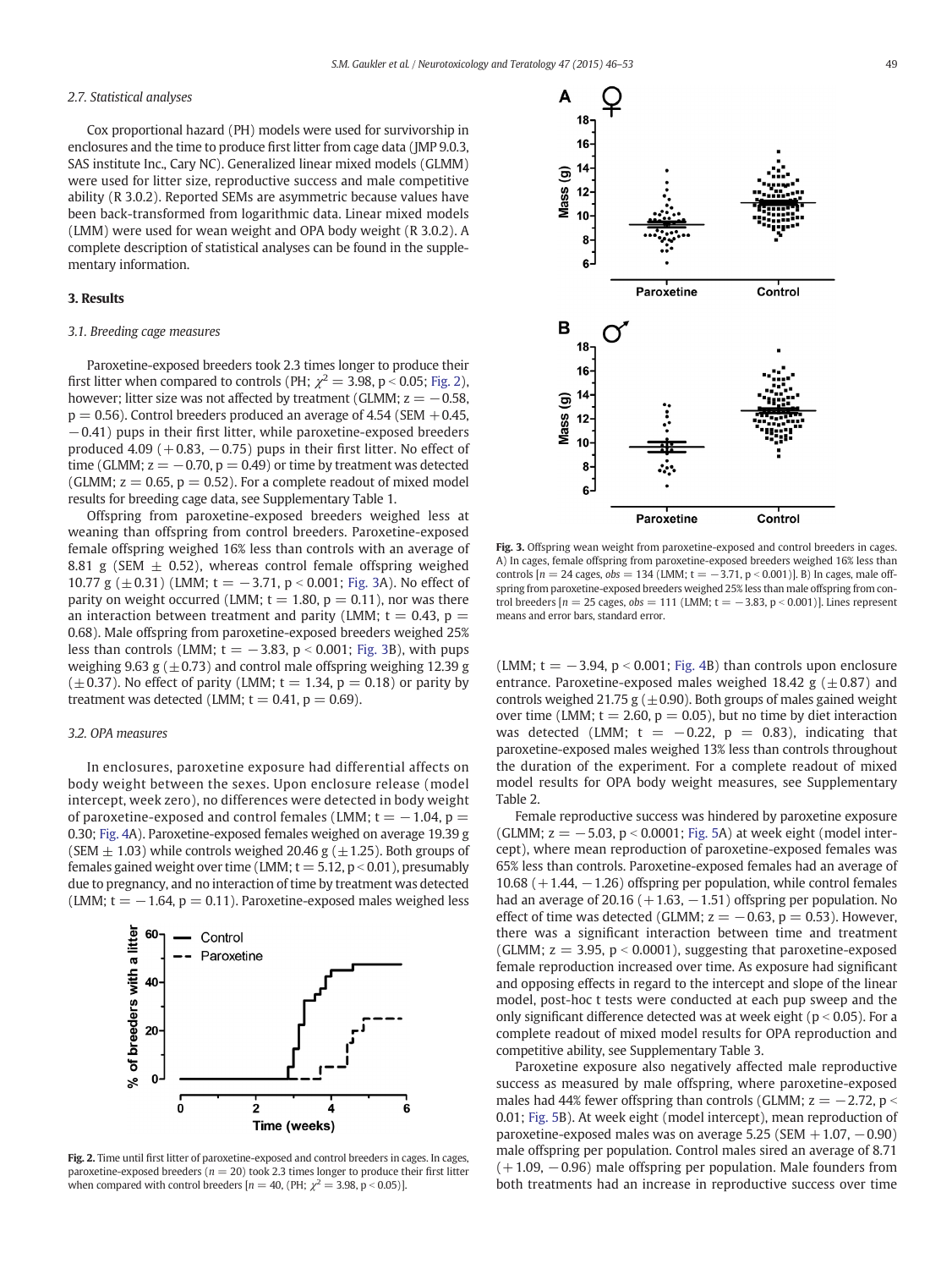### 2.7. Statistical analyses

Cox proportional hazard (PH) models were used for survivorship in enclosures and the time to produce first litter from cage data (JMP 9.0.3, SAS institute Inc., Cary NC). Generalized linear mixed models (GLMM) were used for litter size, reproductive success and male competitive ability (R 3.0.2). Reported SEMs are asymmetric because values have been back-transformed from logarithmic data. Linear mixed models (LMM) were used for wean weight and OPA body weight (R 3.0.2). A complete description of statistical analyses can be found in the supplementary information.

## 3. Results

### 3.1. Breeding cage measures

Paroxetine-exposed breeders took 2.3 times longer to produce their first litter when compared to controls (PH; $\chi^2 = 3.98$, $p < 0.05$; Fig. 2), however; litter size was not affected by treatment (GLMM; $z = -0.58$, $p = 0.56$). Control breeders produced an average of 4.54 (SEM $+0.45$, $-0.41$) pups in their first litter, while paroxetine-exposed breeders produced 4.09 ($+0.83$, $-0.75$) pups in their first litter. No effect of time (GLMM; $z = -0.70$, $p = 0.49$) or time by treatment was detected (GLMM; $z = 0.65$, $p = 0.52$). For a complete readout of mixed model results for breeding cage data, see Supplementary Table 1.

Offspring from paroxetine-exposed breeders weighed less at weaning than offspring from control breeders. Paroxetine-exposed female offspring weighed 16% less than controls with an average of 8.81 g (SEM $\pm$ 0.52), whereas control female offspring weighed 10.77 g ($\pm$0.31) (LMM; $t = -3.71$, $p < 0.001$; Fig. 3A). No effect of parity on weight occurred (LMM; $t = 1.80$, $p = 0.11$), nor was there an interaction between treatment and parity (LMM; $t = 0.43$, $p = 0.68$). Male offspring from paroxetine-exposed breeders weighed 25% less than controls (LMM; $t = -3.83$, $p < 0.001$; Fig. 3B), with pups weighing 9.63 g ($\pm$0.73) and control male offspring weighing 12.39 g ($\pm$0.37). No effect of parity (LMM; $t = 1.34$, $p = 0.18$) or parity by treatment was detected (LMM; $t = 0.41$, $p = 0.69$).

### 3.2. OPA measures

In enclosures, paroxetine exposure had differential affects on body weight between the sexes. Upon enclosure release (model intercept, week zero), no differences were detected in body weight of paroxetine-exposed and control females (LMM; $t = -1.04$, $p = 0.30$; Fig. 4A). Paroxetine-exposed females weighed on average 19.39 g (SEM $\pm$ 1.03) while controls weighed 20.46 g ($\pm$1.25). Both groups of females gained weight over time (LMM; $t = 5.12$, $p < 0.01$), presumably due to pregnancy, and no interaction of time by treatment was detected (LMM; $t = -1.64$, $p = 0.11$). Paroxetine-exposed males weighed less (LMM; $t = -3.94$, $p < 0.001$; Fig. 4B) than controls upon enclosure entrance. Paroxetine-exposed males weighed 18.42 g ($\pm$0.87) and controls weighed 21.75 g ($\pm$0.90). Both groups of males gained weight over time (LMM; $t = 2.60$, $p = 0.05$), but no time by diet interaction was detected (LMM; $t = -0.22$, $p = 0.83$), indicating that paroxetine-exposed males weighed 13% less than controls throughout the duration of the experiment. For a complete readout of mixed model results for OPA body weight measures, see Supplementary Table 2.

Fig. 2. Time until first litter of paroxetine-exposed and control breeders in cages. In cages, paroxetine-exposed breeders ($n = 20$) took 2.3 times longer to produce their first litter when compared with control breeders [$n = 40$, (PH; $\chi^2 = 3.98$, $p < 0.05$)].

Fig. 3. Offspring wean weight from paroxetine-exposed and control breeders in cages. A) In cages, female offspring from paroxetine-exposed breeders weighed 16% less than controls [$n = 24$ cages, *obs* = 134 (LMM; $t = -3.71$, $p < 0.001$)]. B) In cages, male offspring from paroxetine-exposed breeders weighed 25% less than male offspring from control breeders [$n = 25$ cages, *obs* = 111 (LMM; $t = -3.83$, $p < 0.001$)]. Lines represent means and error bars, standard error.

Female reproductive success was hindered by paroxetine exposure (GLMM; $z = -5.03$, $p < 0.0001$; Fig. 5A) at week eight (model intercept), where mean reproduction of paroxetine-exposed females was 65% less than controls. Paroxetine-exposed females had an average of 10.68 ($+1.44$, $-1.26$) offspring per population, while control females had an average of 20.16 ($+1.63$, $-1.51$) offspring per population. No effect of time was detected (GLMM; $z = -0.63$, $p = 0.53$). However, there was a significant interaction between time and treatment (GLMM; $z = 3.95$, $p < 0.0001$), suggesting that paroxetine-exposed female reproduction increased over time. As exposure had significant and opposing effects in regard to the intercept and slope of the linear model, post-hoc t tests were conducted at each pup sweep and the only significant difference detected was at week eight ($p < 0.05$). For a complete readout of mixed model results for OPA reproduction and competitive ability, see Supplementary Table 3.

Paroxetine exposure also negatively affected male reproductive success as measured by male offspring, where paroxetine-exposed males had 44% fewer offspring than controls (GLMM; $z = -2.72$, $p < 0.01$; Fig. 5B). At week eight (model intercept), mean reproduction of paroxetine-exposed males was on average 5.25 (SEM $+1.07$, $-0.90$) male offspring per population. Control males sired an average of 8.71 ($+1.09$, $-0.96$) male offspring per population. Male founders from both treatments had an increase in reproductive success over time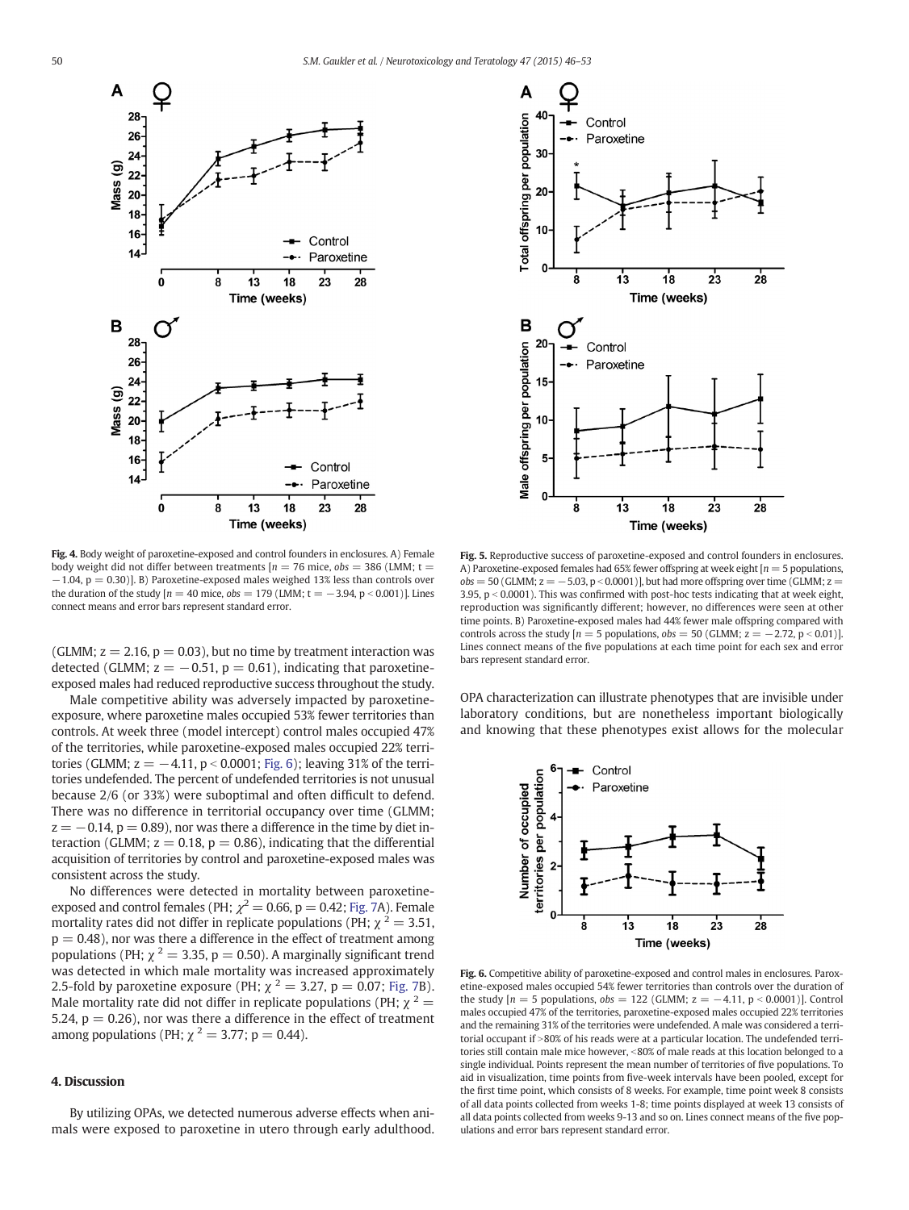**Fig. 4.** Body weight of paroxetine-exposed and control founders in enclosures. A) Female body weight did not differ between treatments [$n = 76$ mice, $obs = 386$ (LMM; $t = -1.04$, $p = 0.30$)]. B) Paroxetine-exposed males weighed 13% less than controls over the duration of the study [$n = 40$ mice, $obs = 179$ (LMM; $t = -3.94$, $p < 0.001$)]. Lines connect means and error bars represent standard error.

(GLMM; $z = 2.16$, $p = 0.03$), but no time by treatment interaction was detected (GLMM; $z = -0.51$, $p = 0.61$), indicating that paroxetine-exposed males had reduced reproductive success throughout the study.

Male competitive ability was adversely impacted by paroxetine-exposure, where paroxetine males occupied 53% fewer territories than controls. At week three (model intercept) control males occupied 47% of the territories, while paroxetine-exposed males occupied 22% territories (GLMM; $z = -4.11$, $p < 0.0001$; Fig. 6); leaving 31% of the territories undefended. The percent of undefended territories is not unusual because 2/6 (or 33%) were suboptimal and often difficult to defend. There was no difference in territorial occupancy over time (GLMM; $z = -0.14$, $p = 0.89$), nor was there a difference in the time by diet interaction (GLMM; $z = 0.18$, $p = 0.86$), indicating that the differential acquisition of territories by control and paroxetine-exposed males was consistent across the study.

No differences were detected in mortality between paroxetine-exposed and control females (PH; $\chi^2 = 0.66$, $p = 0.42$; Fig. 7A). Female mortality rates did not differ in replicate populations (PH; $\chi^2 = 3.51$, $p = 0.48$), nor was there a difference in the effect of treatment among populations (PH; $\chi^2 = 3.35$, $p = 0.50$). A marginally significant trend was detected in which male mortality was increased approximately 2.5-fold by paroxetine exposure (PH; $\chi^2 = 3.27$, $p = 0.07$; Fig. 7B). Male mortality rate did not differ in replicate populations (PH; $\chi^2 = 5.24$, $p = 0.26$), nor was there a difference in the effect of treatment among populations (PH; $\chi^2 = 3.77$; $p = 0.44$).

## 4. Discussion

By utilizing OPAs, we detected numerous adverse effects when animals were exposed to paroxetine in utero through early adulthood. OPA characterization can illustrate phenotypes that are invisible under laboratory conditions, but are nonetheless important biologically and knowing that these phenotypes exist allows for the molecular

**Fig. 5.** Reproductive success of paroxetine-exposed and control founders in enclosures. A) Paroxetine-exposed females had 65% fewer offspring at week eight [$n = 5$ populations, $obs = 50$ (GLMM; $z = -5.03$, $p < 0.0001$)], but had more offspring over time (GLMM; $z = 3.95$, $p < 0.0001$). This was confirmed with post-hoc tests indicating that at week eight, reproduction was significantly different; however, no differences were seen at other time points. B) Paroxetine-exposed males had 44% fewer male offspring compared with controls across the study [$n = 5$ populations, $obs = 50$ (GLMM; $z = -2.72$, $p < 0.01$)]. Lines connect means of the five populations at each time point for each sex and error bars represent standard error.

**Fig. 6.** Competitive ability of paroxetine-exposed and control males in enclosures. Paroxetine-exposed males occupied 54% fewer territories than controls over the duration of the study [$n = 5$ populations, $obs = 122$ (GLMM; $z = -4.11$, $p < 0.0001$)]. Control males occupied 47% of the territories, paroxetine-exposed males occupied 22% territories and the remaining 31% of the territories were undefended. A male was considered a territorial occupant if >80% of his reads were at a particular location. The undefended territories still contain male mice however, <80% of male reads at this location belonged to a single individual. Points represent the mean number of territories of five populations. To aid in visualization, time points from five-week intervals have been pooled, except for the first time point, which consists of 8 weeks. For example, time point week 8 consists of all data points collected from weeks 1-8; time points displayed at week 13 consists of all data points collected from weeks 9-13 and so on. Lines connect means of the five populations and error bars represent standard error.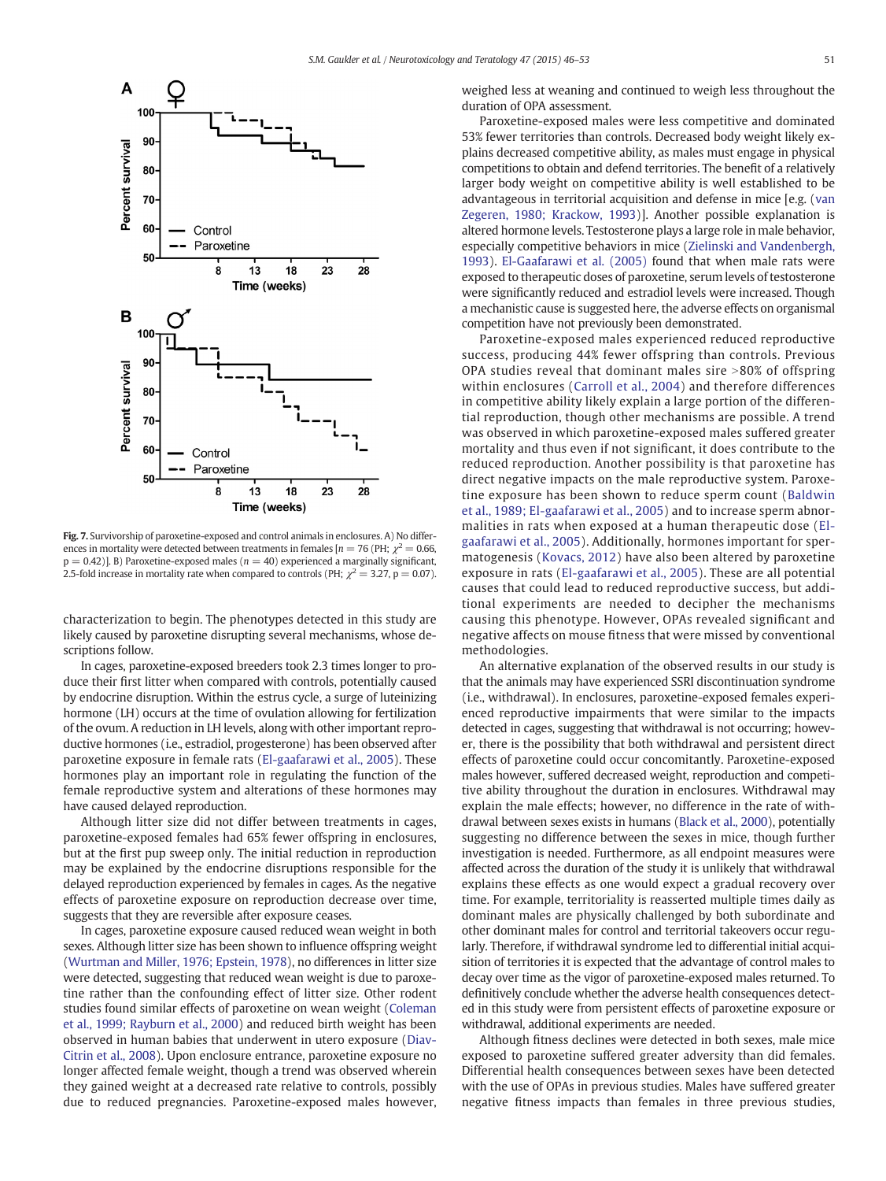A ♀

100
90
80
70
60
50
Percent survival
Control
Paroxetine
8 13 18 23 28
Time (weeks)

B ♂

100
90
80
70
60
50
Percent survival
Control
Paroxetine
8 13 18 23 28
Time (weeks)

**Fig. 7.** Survivorship of paroxetine-exposed and control animals in enclosures. A) No differences in mortality were detected between treatments in females [$n = 76$ (PH; $\chi^2 = 0.66$, $p = 0.42$)]. B) Paroxetine-exposed males ($n = 40$) experienced a marginally significant, 2.5-fold increase in mortality rate when compared to controls (PH; $\chi^2 = 3.27$, $p = 0.07$).

characterization to begin. The phenotypes detected in this study are likely caused by paroxetine disrupting several mechanisms, whose descriptions follow.

In cages, paroxetine-exposed breeders took 2.3 times longer to produce their first litter when compared with controls, potentially caused by endocrine disruption. Within the estrus cycle, a surge of luteinizing hormone (LH) occurs at the time of ovulation allowing for fertilization of the ovum. A reduction in LH levels, along with other important reproductive hormones (i.e., estradiol, progesterone) has been observed after paroxetine exposure in female rats (El-gaafarawi et al., 2005). These hormones play an important role in regulating the function of the female reproductive system and alterations of these hormones may have caused delayed reproduction.

Although litter size did not differ between treatments in cages, paroxetine-exposed females had 65% fewer offspring in enclosures, but at the first pup sweep only. The initial reduction in reproduction may be explained by the endocrine disruptions responsible for the delayed reproduction experienced by females in cages. As the negative effects of paroxetine exposure on reproduction decrease over time, suggests that they are reversible after exposure ceases.

In cages, paroxetine exposure caused reduced wean weight in both sexes. Although litter size has been shown to influence offspring weight (Wurtman and Miller, 1976; Epstein, 1978), no differences in litter size were detected, suggesting that reduced wean weight is due to paroxetine rather than the confounding effect of litter size. Other rodent studies found similar effects of paroxetine on wean weight (Coleman et al., 1999; Rayburn et al., 2000) and reduced birth weight has been observed in human babies that underwent in utero exposure (Diav-Citrin et al., 2008). Upon enclosure entrance, paroxetine exposure no longer affected female weight, though a trend was observed wherein they gained weight at a decreased rate relative to controls, possibly due to reduced pregnancies. Paroxetine-exposed males however, weighed less at weaning and continued to weigh less throughout the duration of OPA assessment.

Paroxetine-exposed males were less competitive and dominated 53% fewer territories than controls. Decreased body weight likely explains decreased competitive ability, as males must engage in physical competitions to obtain and defend territories. The benefit of a relatively larger body weight on competitive ability is well established to be advantageous in territorial acquisition and defense in mice [e.g. (van Zegeren, 1980; Krackow, 1993)]. Another possible explanation is altered hormone levels. Testosterone plays a large role in male behavior, especially competitive behaviors in mice (Zielinski and Vandenbergh, 1993). El-Gaafarawi et al. (2005) found that when male rats were exposed to therapeutic doses of paroxetine, serum levels of testosterone were significantly reduced and estradiol levels were increased. Though a mechanistic cause is suggested here, the adverse effects on organismal competition have not previously been demonstrated.

Paroxetine-exposed males experienced reduced reproductive success, producing 44% fewer offspring than controls. Previous OPA studies reveal that dominant males sire >80% of offspring within enclosures (Carroll et al., 2004) and therefore differences in competitive ability likely explain a large portion of the differential reproduction, though other mechanisms are possible. A trend was observed in which paroxetine-exposed males suffered greater mortality and thus even if not significant, it does contribute to the reduced reproduction. Another possibility is that paroxetine has direct negative impacts on the male reproductive system. Paroxetine exposure has been shown to reduce sperm count (Baldwin et al., 1989; El-gaafarawi et al., 2005) and to increase sperm abnormalities in rats when exposed at a human therapeutic dose (El-gaafarawi et al., 2005). Additionally, hormones important for spermatogenesis (Kovacs, 2012) have also been altered by paroxetine exposure in rats (El-gaafarawi et al., 2005). These are all potential causes that could lead to reduced reproductive success, but additional experiments are needed to decipher the mechanisms causing this phenotype. However, OPAs revealed significant and negative affects on mouse fitness that were missed by conventional methodologies.

An alternative explanation of the observed results in our study is that the animals may have experienced SSRI discontinuation syndrome (i.e., withdrawal). In enclosures, paroxetine-exposed females experienced reproductive impairments that were similar to the impacts detected in cages, suggesting that withdrawal is not occurring; however, there is the possibility that both withdrawal and persistent direct effects of paroxetine could occur concomitantly. Paroxetine-exposed males however, suffered decreased weight, reproduction and competitive ability throughout the duration in enclosures. Withdrawal may explain the male effects; however, no difference in the rate of withdrawal between sexes exists in humans (Black et al., 2000), potentially suggesting no difference between the sexes in mice, though further investigation is needed. Furthermore, as all endpoint measures were affected across the duration of the study it is unlikely that withdrawal explains these effects as one would expect a gradual recovery over time. For example, territoriality is reasserted multiple times daily as dominant males are physically challenged by both subordinate and other dominant males for control and territorial takeovers occur regularly. Therefore, if withdrawal syndrome led to differential initial acquisition of territories it is expected that the advantage of control males to decay over time as the vigor of paroxetine-exposed males returned. To definitively conclude whether the adverse health consequences detected in this study were from persistent effects of paroxetine exposure or withdrawal, additional experiments are needed.

Although fitness declines were detected in both sexes, male mice exposed to paroxetine suffered greater adversity than did females. Differential health consequences between sexes have been detected with the use of OPAs in previous studies. Males have suffered greater negative fitness impacts than females in three previous studies,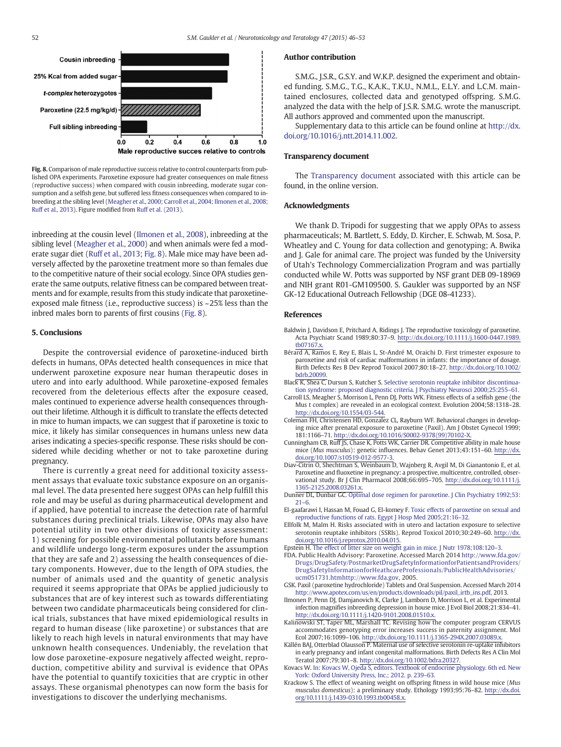Fig. 8. Comparison of male reproductive success relative to control counterparts from published OPA experiments. Paroxetine exposure had greater consequences on male fitness (reproductive success) when compared with cousin inbreeding, moderate sugar consumption and a selfish gene, but suffered less fitness consequences when compared to inbreeding at the sibling level (Meagher et al., 2000; Carroll et al., 2004; Ilmonen et al., 2008; Ruff et al., 2013). Figure modified from Ruff et al. (2013).

inbreeding at the cousin level (Ilmonen et al., 2008), inbreeding at the sibling level (Meagher et al., 2000) and when animals were fed a moderate sugar diet (Ruff et al., 2013; Fig. 8). Male mice may have been adversely affected by the paroxetine treatment more so than females due to the competitive nature of their social ecology. Since OPA studies generate the same outputs, relative fitness can be compared between treatments and for example, results from this study indicate that paroxetine-exposed male fitness (i.e., reproductive success) is ~25% less than the inbred males born to parents of first cousins (Fig. 8).

## 5. Conclusions

Despite the controversial evidence of paroxetine-induced birth defects in humans, OPAs detected health consequences in mice that underwent paroxetine exposure near human therapeutic doses in utero and into early adulthood. While paroxetine-exposed females recovered from the deleterious effects after the exposure ceased, males continued to experience adverse health consequences throughout their lifetime. Although it is difficult to translate the effects detected in mice to human impacts, we can suggest that if paroxetine is toxic to mice, it likely has similar consequences in humans unless new data arises indicating a species-specific response. These risks should be considered while deciding whether or not to take paroxetine during pregnancy.

There is currently a great need for additional toxicity assessment assays that evaluate toxic substance exposure on an organismal level. The data presented here suggest OPAs can help fulfill this role and may be useful as during pharmaceutical development and if applied, have potential to increase the detection rate of harmful substances during preclinical trials. Likewise, OPAs may also have potential utility in two other divisions of toxicity assessment: 1) screening for possible environmental pollutants before humans and wildlife undergo long-term exposures under the assumption that they are safe and 2) assessing the health consequences of dietary components. However, due to the length of OPA studies, the number of animals used and the quantity of genetic analysis required it seems appropriate that OPAs be applied judiciously to substances that are of key interest such as towards differentiating between two candidate pharmaceuticals being considered for clinical trials, substances that have mixed epidemiological results in regard to human disease (like paroxetine) or substances that are likely to reach high levels in natural environments that may have unknown health consequences. Undeniably, the revelation that low dose paroxetine-exposure negatively affected weight, reproduction, competitive ability and survival is evidence that OPAs have the potential to quantify toxicities that are cryptic in other assays. These organismal phenotypes can now form the basis for investigations to discover the underlying mechanisms.

## Author contribution

S.M.G., J.S.R., G.S.Y. and W.K.P. designed the experiment and obtained funding. S.M.G., T.G., K.A.K., T.K.U., N.M.L., E.L.Y. and L.C.M. maintained enclosures, collected data and genotyped offspring. S.M.G. analyzed the data with the help of J.S.R. S.M.G. wrote the manuscript. All authors approved and commented upon the manuscript.

Supplementary data to this article can be found online at http://dx.doi.org/10.1016/j.ntt.2014.11.002.

## Transparency document

The Transparency document associated with this article can be found, in the online version.

## Acknowledgments

We thank D. Tripodi for suggesting that we apply OPAs to assess pharmaceuticals; M. Bartlett, S. Eddy, D. Kircher, E. Schwab, M. Sosa, P. Wheatley and C. Young for data collection and genotyping; A. Bwika and J. Gale for animal care. The project was funded by the University of Utah's Technology Commercialization Program and was partially conducted while W. Potts was supported by NSF grant DEB 09-18969 and NIH grant R01-GM109500. S. Gaukler was supported by an NSF GK-12 Educational Outreach Fellowship (DGE 08-41233).

## References

Baldwin J, Davidson E, Pritchard A, Ridings J. The reproductive toxicology of paroxetine. Acta Psychiatr Scand 1989;80:37–9. http://dx.doi.org/10.1111/j.1600-0447.1989.tb07167.x.

Bérard A, Ramos E, Rey E, Blais L, St-André M, Oraichi D. First trimester exposure to paroxetine and risk of cardiac malformations in infants: the importance of dosage. Birth Defects Res B Dev Reprod Toxicol 2007;80:18–27. http://dx.doi.org/10.1002/bdrb.20099.

Black K, Shea C, Dursun S, Kutcher S. Selective serotonin reuptake inhibitor discontinuation syndrome: proposed diagnostic criteria. J Psychiatry Neurosci 2000;25:255–61.

Carroll LS, Meagher S, Morrison L, Penn DJ, Potts WK. Fitness effects of a selfish gene (the Mus t complex) are revealed in an ecological context. Evolution 2004;58:1318–28. http://dx.doi.org/10.1554/03-544.

Coleman FH, Christensen HD, Gonzalez CL, Rayburn WF. Behavioral changes in developing mice after prenatal exposure to paroxetine (Paxil). Am J Obstet Gynecol 1999; 181:1166–71. http://dx.doi.org/10.1016/S0002-9378(99)70102-X.

Cunningham CB, Ruff JS, Chase K, Potts WK, Carrier DR. Competitive ability in male house mice (*Mus musculus*): genetic influences. Behav Genet 2013;43:151–60. http://dx.doi.org/10.1007/s10519-012-9577-3.

Diav-Citrin O, Shechtman S, Weinbaum D, Wajnberg R, Avgil M, Di Gianantonio E, et al. Paroxetine and fluoxetine in pregnancy: a prospective, multicentre, controlled, observational study. Br J Clin Pharmacol 2008;66:695–705. http://dx.doi.org/10.1111/j.1365-2125.2008.03261.x.

Dunner DL, Dunbar GC. Optimal dose regimen for paroxetine. J Clin Psychiatry 1992;53:21–6.

El-gaafarawi I, Hassan M, Fouad G, El-komey F. Toxic effects of paroxetine on sexual and reproductive functions of rats. Egypt J Hosp Med 2005;21:16–32.

Ellfolk M, Malm H. Risks associated with in utero and lactation exposure to selective serotonin reuptake inhibitors (SSRIs). Reprod Toxicol 2010;30:249–60. http://dx.doi.org/10.1016/j.reprotox.2010.04.015.

Epstein H. The effect of litter size on weight gain in mice. J Nutr 1978;108:120–3.

FDA. Public Health Advisory: Paroxetine. Accessed March 2014 http://www.fda.gov/Drugs/DrugSafety/PostmarketDrugSafetyInformationforPatientsandProviders/DrugSafetyInformationforHeathcareProfessionals/PublicHealthAdvisories/ucm051731.htmhttp://www.fda.gov, 2005.

GSK. Paxil (paroxetine hydrochloride) Tablets and Oral Suspension. Accessed March 2014 http://www.apotex.com/us/en/products/downloads/pil/paxil_irtb_ins.pdf, 2013.

Ilmonen P, Penn DJ, Damjanovich K, Clarke J, Lamborn D, Morrison L, et al. Experimental infection magnifies inbreeding depression in house mice. J Evol Biol 2008;21:834–41. http://dx.doi.org/10.1111/j.1420-9101.2008.01510.x.

Kalinowski ST, Taper ML, Marshall TC. Revising how the computer program CERVUS accommodates genotyping error increases success in paternity assignment. Mol Ecol 2007;16:1099–106. http://dx.doi.org/10.1111/j.1365-294X.2007.03089.x.

Källén BAJ, Otterblad Olausson P. Maternal use of selective serotonin re-uptake inhibitors in early pregnancy and infant congenital malformations. Birth Defects Res A Clin Mol Teratol 2007;79:301–8. http://dx.doi.org/10.1002/bdra.20327.

Kovacs W. In: Kovacs W, Ojeda S, editors. Textbook of endocrine physiology. 6th ed. New York: Oxford University Press, Inc.; 2012. p. 239–63.

Krackow S. The effect of weaning weight on offspring fitness in wild house mice (*Mus musculus domesticus*): a preliminary study. Ethology 1993;95:76–82. http://dx.doi.org/10.1111/j.1439-0310.1993.tb00458.x.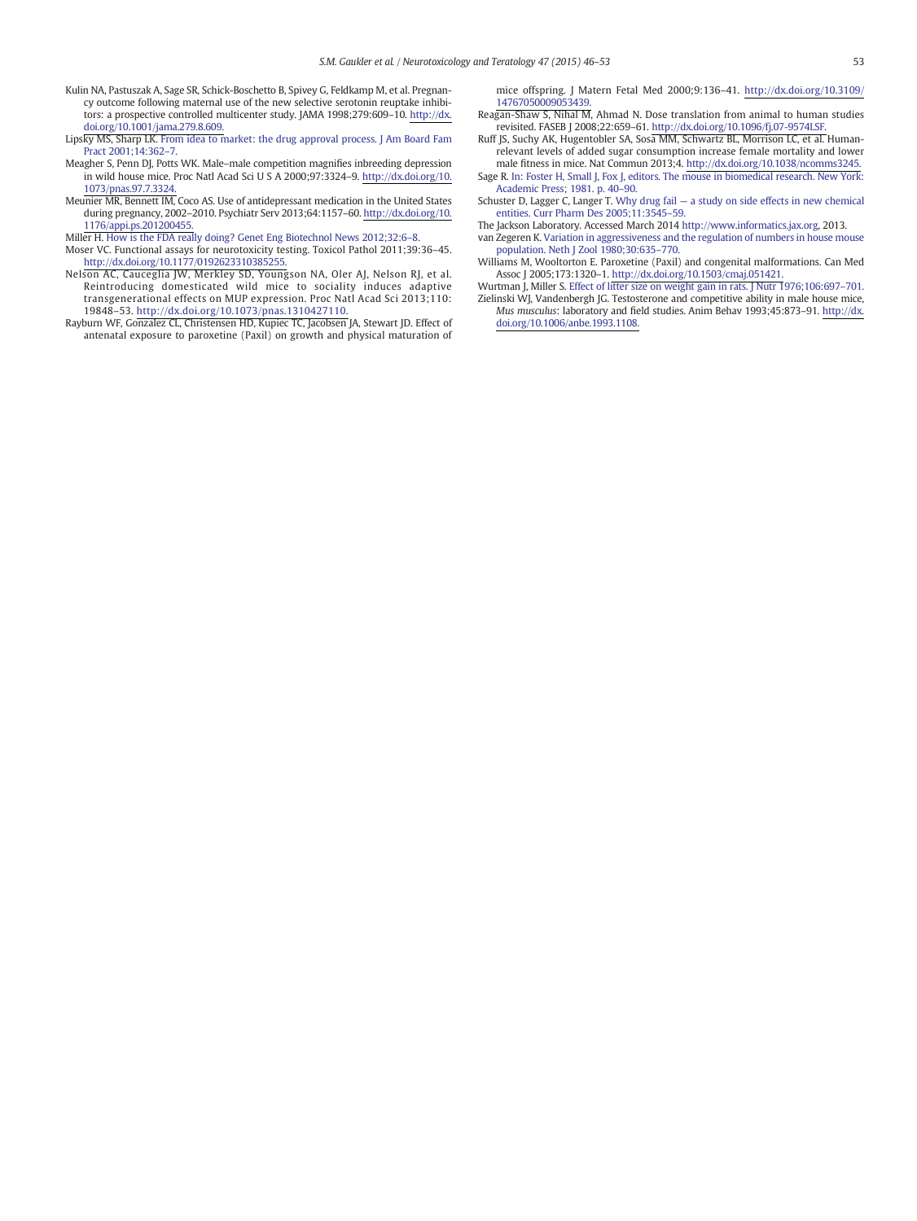Kulin NA, Pastuszak A, Sage SR, Schick-Boschetto B, Spivey G, Feldkamp M, et al. Pregnancy outcome following maternal use of the new selective serotonin reuptake inhibitors: a prospective controlled multicenter study. JAMA 1998;279:609–10. http://dx.doi.org/10.1001/jama.279.8.609.

Lipsky MS, Sharp LK. From idea to market: the drug approval process. J Am Board Fam Pract 2001;14:362–7.

Meagher S, Penn DJ, Potts WK. Male–male competition magnifies inbreeding depression in wild house mice. Proc Natl Acad Sci U S A 2000;97:3324–9. http://dx.doi.org/10.1073/pnas.97.7.3324.

Meunier MR, Bennett IM, Coco AS. Use of antidepressant medication in the United States during pregnancy, 2002–2010. Psychiatr Serv 2013;64:1157–60. http://dx.doi.org/10.1176/appi.ps.201200455.

Miller H. How is the FDA really doing? Genet Eng Biotechnol News 2012;32:6–8.

Moser VC. Functional assays for neurotoxicity testing. Toxicol Pathol 2011;39:36–45. http://dx.doi.org/10.1177/0192623310385255.

Nelson AC, Cauceglia JW, Merkley SD, Youngson NA, Oler AJ, Nelson RJ, et al. Reintroducing domesticated wild mice to sociality induces adaptive transgenerational effects on MUP expression. Proc Natl Acad Sci 2013;110:19848–53. http://dx.doi.org/10.1073/pnas.1310427110.

Rayburn WF, Gonzalez CL, Christensen HD, Kupiec TC, Jacobsen JA, Stewart JD. Effect of antenatal exposure to paroxetine (Paxil) on growth and physical maturation of mice offspring. J Matern Fetal Med 2000;9:136–41. http://dx.doi.org/10.3109/14767050009053439.

Reagan-Shaw S, Nihal M, Ahmad N. Dose translation from animal to human studies revisited. FASEB J 2008;22:659–61. http://dx.doi.org/10.1096/fj.07-9574LSF.

Ruff JS, Suchy AK, Hugentobler SA, Sosa MM, Schwartz BL, Morrison LC, et al. Human-relevant levels of added sugar consumption increase female mortality and lower male fitness in mice. Nat Commun 2013;4. http://dx.doi.org/10.1038/ncomms3245.

Sage R. In: Foster H, Small J, Fox J, editors. The mouse in biomedical research. New York: Academic Press; 1981. p. 40–90.

Schuster D, Lagger C, Langer T. Why drug fail — a study on side effects in new chemical entities. Curr Pharm Des 2005;11:3545–59.

The Jackson Laboratory. Accessed March 2014 http://www.informatics.jax.org, 2013.

van Zegeren K. Variation in aggressiveness and the regulation of numbers in house mouse population. Neth J Zool 1980;30:635–770.

Williams M, Wooltorton E. Paroxetine (Paxil) and congenital malformations. Can Med Assoc J 2005;173:1320–1. http://dx.doi.org/10.1503/cmaj.051421.

Wurtman J, Miller S. Effect of litter size on weight gain in rats. J Nutr 1976;106:697–701.

Zielinski WJ, Vandenbergh JG. Testosterone and competitive ability in male house mice, *Mus musculus*: laboratory and field studies. Anim Behav 1993;45:873–91. http://dx.doi.org/10.1006/anbe.1993.1108.